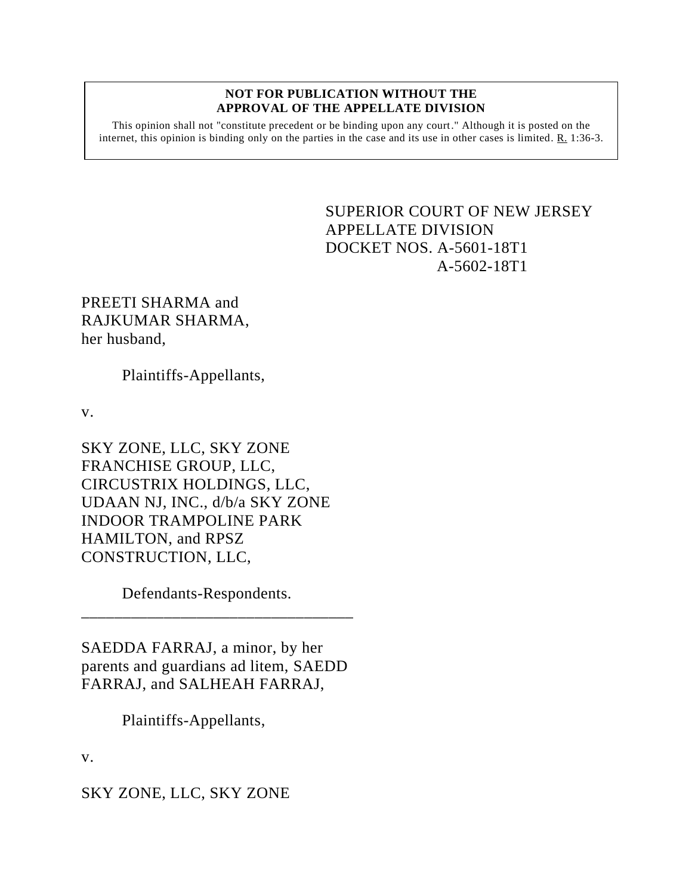**NOT FOR PUBLICATION WITHOUT THE APPROVAL OF THE APPELLATE DIVISION**

This opinion shall not "constitute precedent or be binding upon any court." Although it is posted on the internet, this opinion is binding only on the parties in the case and its use in other cases is limited. R. 1:36-3.

SUPERIOR COURT OF NEW JERSEY
APPELLATE DIVISION
DOCKET NOS. A-5601-18T1
A-5602-18T1

PREETI SHARMA and RAJKUMAR SHARMA, her husband,

Plaintiffs-Appellants,

v.

SKY ZONE, LLC, SKY ZONE FRANCHISE GROUP, LLC, CIRCUSTRIX HOLDINGS, LLC, UDAAN NJ, INC., d/b/a SKY ZONE INDOOR TRAMPOLINE PARK HAMILTON, and RPSZ CONSTRUCTION, LLC,

Defendants-Respondents.

---

SAEDDA FARRAJ, a minor, by her parents and guardians ad litem, SAEDD FARRAJ, and SALHEAH FARRAJ,

Plaintiffs-Appellants,

v.

SKY ZONE, LLC, SKY ZONE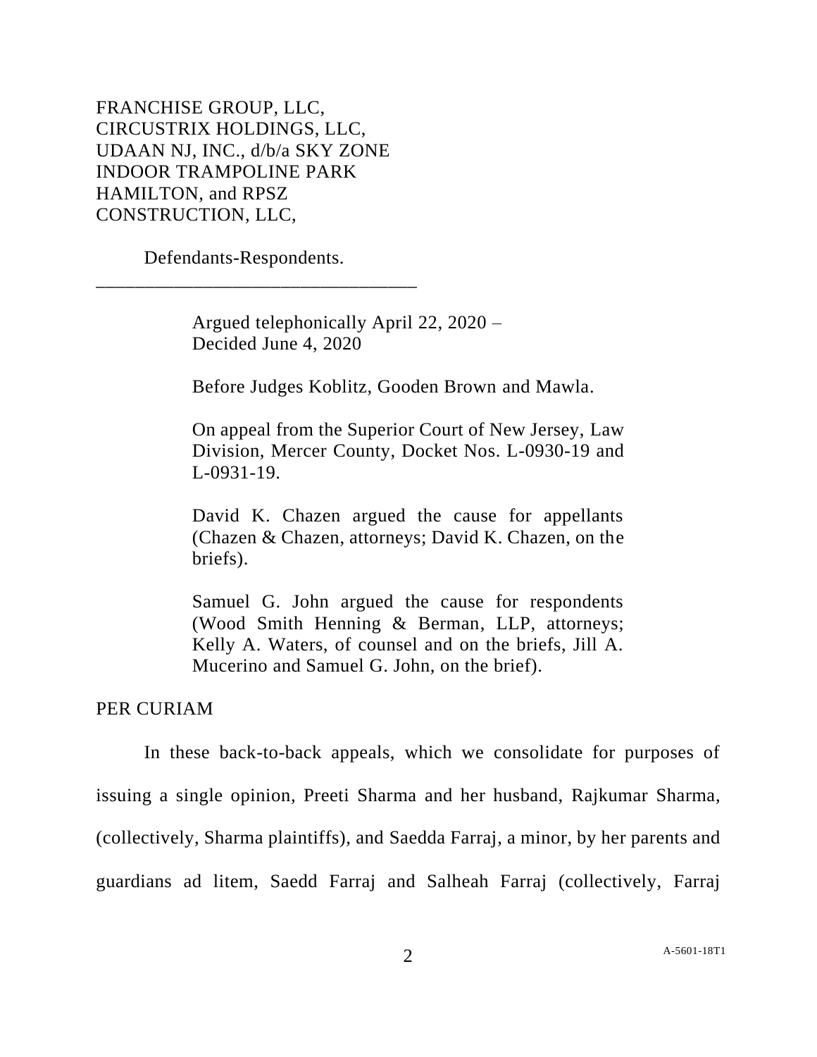FRANCHISE GROUP, LLC,
CIRCUSTRIX HOLDINGS, LLC,
UDAAN NJ, INC., d/b/a SKY ZONE
INDOOR TRAMPOLINE PARK
HAMILTON, and RPSZ
CONSTRUCTION, LLC,

Defendants-Respondents.

\_\_\_\_\_\_\_\_\_\_\_\_\_\_\_\_\_\_\_\_\_\_\_\_\_\_\_\_\_\_\_\_\_\_\_

Argued telephonically April 22, 2020 –
Decided June 4, 2020

Before Judges Koblitz, Gooden Brown and Mawla.

On appeal from the Superior Court of New Jersey, Law Division, Mercer County, Docket Nos. L-0930-19 and L-0931-19.

David K. Chazen argued the cause for appellants (Chazen & Chazen, attorneys; David K. Chazen, on the briefs).

Samuel G. John argued the cause for respondents (Wood Smith Henning & Berman, LLP, attorneys; Kelly A. Waters, of counsel and on the briefs, Jill A. Mucerino and Samuel G. John, on the brief).

PER CURIAM

In these back-to-back appeals, which we consolidate for purposes of issuing a single opinion, Preeti Sharma and her husband, Rajkumar Sharma, (collectively, Sharma plaintiffs), and Saedda Farraj, a minor, by her parents and guardians ad litem, Saedd Farraj and Salheah Farraj (collectively, Farraj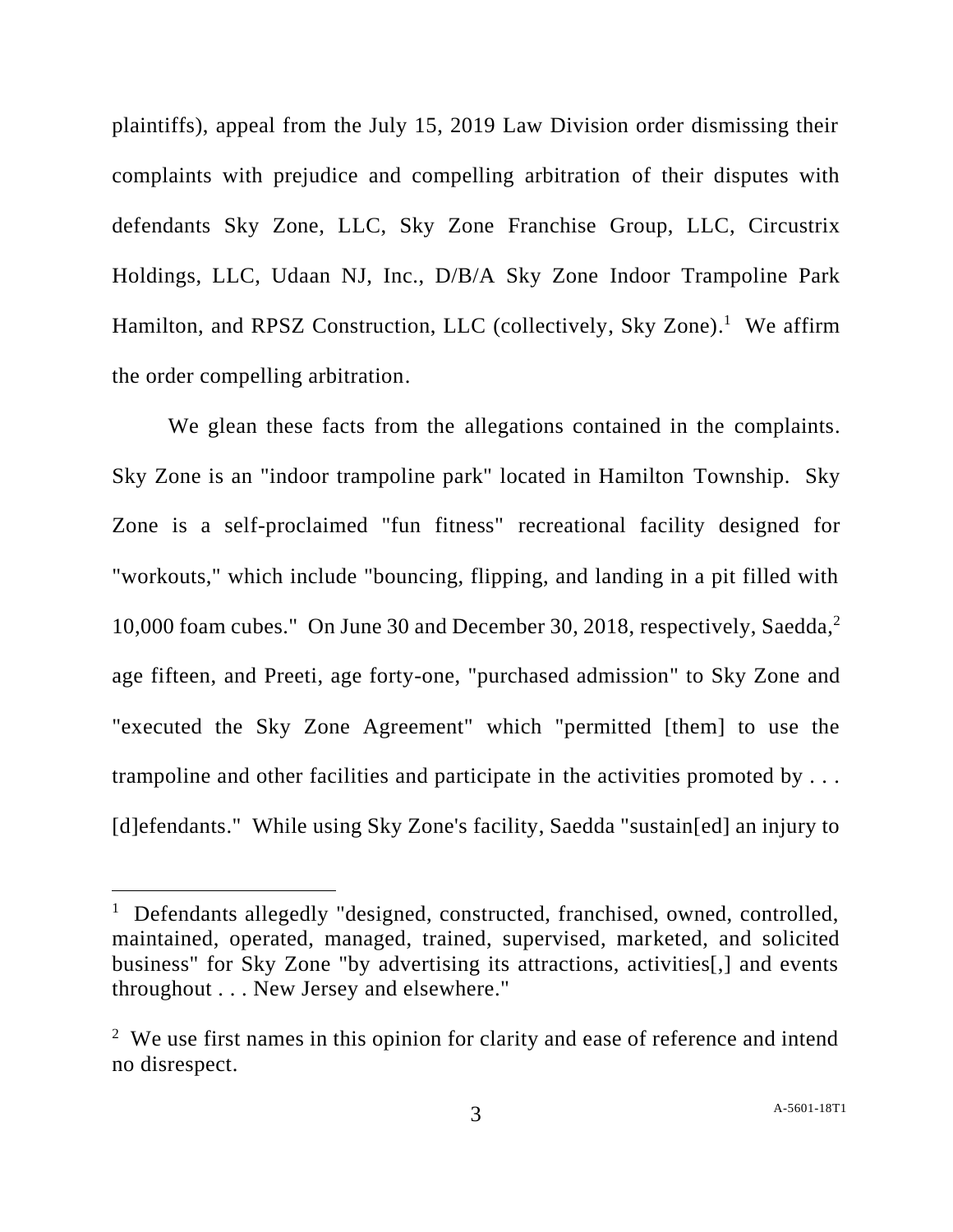plaintiffs), appeal from the July 15, 2019 Law Division order dismissing their complaints with prejudice and compelling arbitration of their disputes with defendants Sky Zone, LLC, Sky Zone Franchise Group, LLC, Circustrix Holdings, LLC, Udaan NJ, Inc., D/B/A Sky Zone Indoor Trampoline Park Hamilton, and RPSZ Construction, LLC (collectively, Sky Zone).[1] We affirm the order compelling arbitration.

We glean these facts from the allegations contained in the complaints. Sky Zone is an "indoor trampoline park" located in Hamilton Township. Sky Zone is a self-proclaimed "fun fitness" recreational facility designed for "workouts," which include "bouncing, flipping, and landing in a pit filled with 10,000 foam cubes." On June 30 and December 30, 2018, respectively, Saedda,[2] age fifteen, and Preeti, age forty-one, "purchased admission" to Sky Zone and "executed the Sky Zone Agreement" which "permitted [them] to use the trampoline and other facilities and participate in the activities promoted by . . . [d]efendants." While using Sky Zone's facility, Saedda "sustain[ed] an injury to

---

[1] Defendants allegedly "designed, constructed, franchised, owned, controlled, maintained, operated, managed, trained, supervised, marketed, and solicited business" for Sky Zone "by advertising its attractions, activities[,] and events throughout . . . New Jersey and elsewhere."

[2] We use first names in this opinion for clarity and ease of reference and intend no disrespect.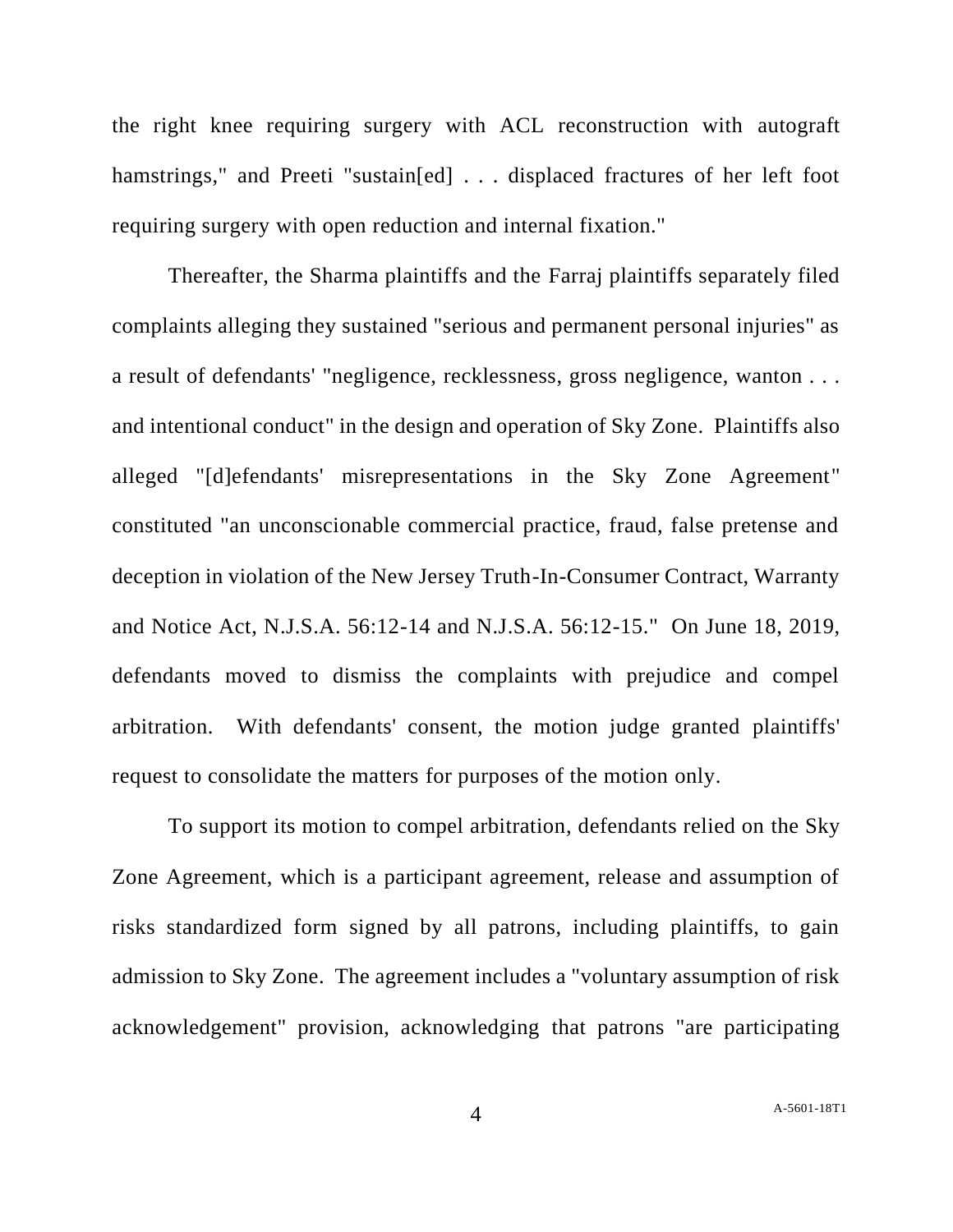the right knee requiring surgery with ACL reconstruction with autograft hamstrings," and Preeti "sustain[ed] . . . displaced fractures of her left foot requiring surgery with open reduction and internal fixation."

Thereafter, the Sharma plaintiffs and the Farraj plaintiffs separately filed complaints alleging they sustained "serious and permanent personal injuries" as a result of defendants' "negligence, recklessness, gross negligence, wanton . . . and intentional conduct" in the design and operation of Sky Zone. Plaintiffs also alleged "[d]efendants' misrepresentations in the Sky Zone Agreement" constituted "an unconscionable commercial practice, fraud, false pretense and deception in violation of the New Jersey Truth-In-Consumer Contract, Warranty and Notice Act, N.J.S.A. 56:12-14 and N.J.S.A. 56:12-15." On June 18, 2019, defendants moved to dismiss the complaints with prejudice and compel arbitration. With defendants' consent, the motion judge granted plaintiffs' request to consolidate the matters for purposes of the motion only.

To support its motion to compel arbitration, defendants relied on the Sky Zone Agreement, which is a participant agreement, release and assumption of risks standardized form signed by all patrons, including plaintiffs, to gain admission to Sky Zone. The agreement includes a "voluntary assumption of risk acknowledgement" provision, acknowledging that patrons "are participating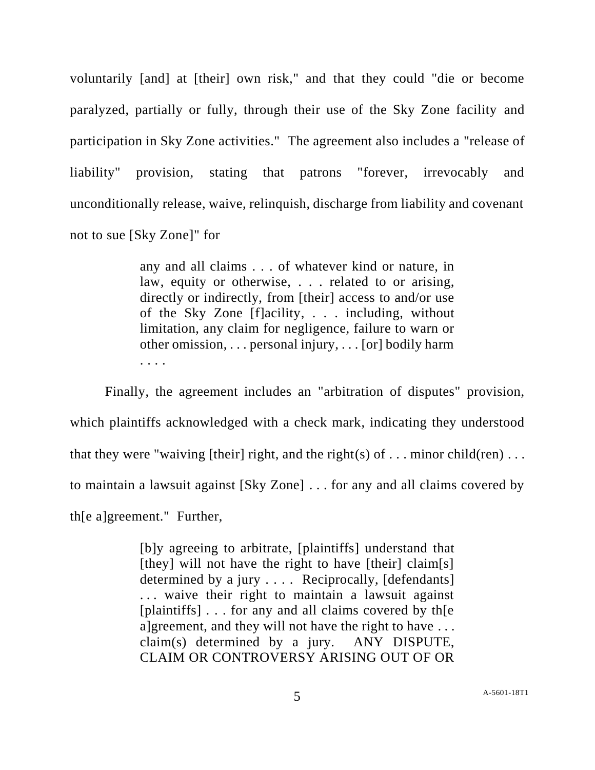voluntarily [and] at [their] own risk," and that they could "die or become paralyzed, partially or fully, through their use of the Sky Zone facility and participation in Sky Zone activities." The agreement also includes a "release of liability" provision, stating that patrons "forever, irrevocably and unconditionally release, waive, relinquish, discharge from liability and covenant not to sue [Sky Zone]" for

> any and all claims . . . of whatever kind or nature, in law, equity or otherwise, . . . related to or arising, directly or indirectly, from [their] access to and/or use of the Sky Zone [f]acility, . . . including, without limitation, any claim for negligence, failure to warn or other omission, . . . personal injury, . . . [or] bodily harm . . . .

Finally, the agreement includes an "arbitration of disputes" provision, which plaintiffs acknowledged with a check mark, indicating they understood that they were "waiving [their] right, and the right(s) of . . . minor child(ren) . . . to maintain a lawsuit against [Sky Zone] . . . for any and all claims covered by th[e a]greement." Further,

> [b]y agreeing to arbitrate, [plaintiffs] understand that [they] will not have the right to have [their] claim[s] determined by a jury . . . . Reciprocally, [defendants] . . . waive their right to maintain a lawsuit against [plaintiffs] . . . for any and all claims covered by th[e a]greement, and they will not have the right to have . . . claim(s) determined by a jury. ANY DISPUTE, CLAIM OR CONTROVERSY ARISING OUT OF OR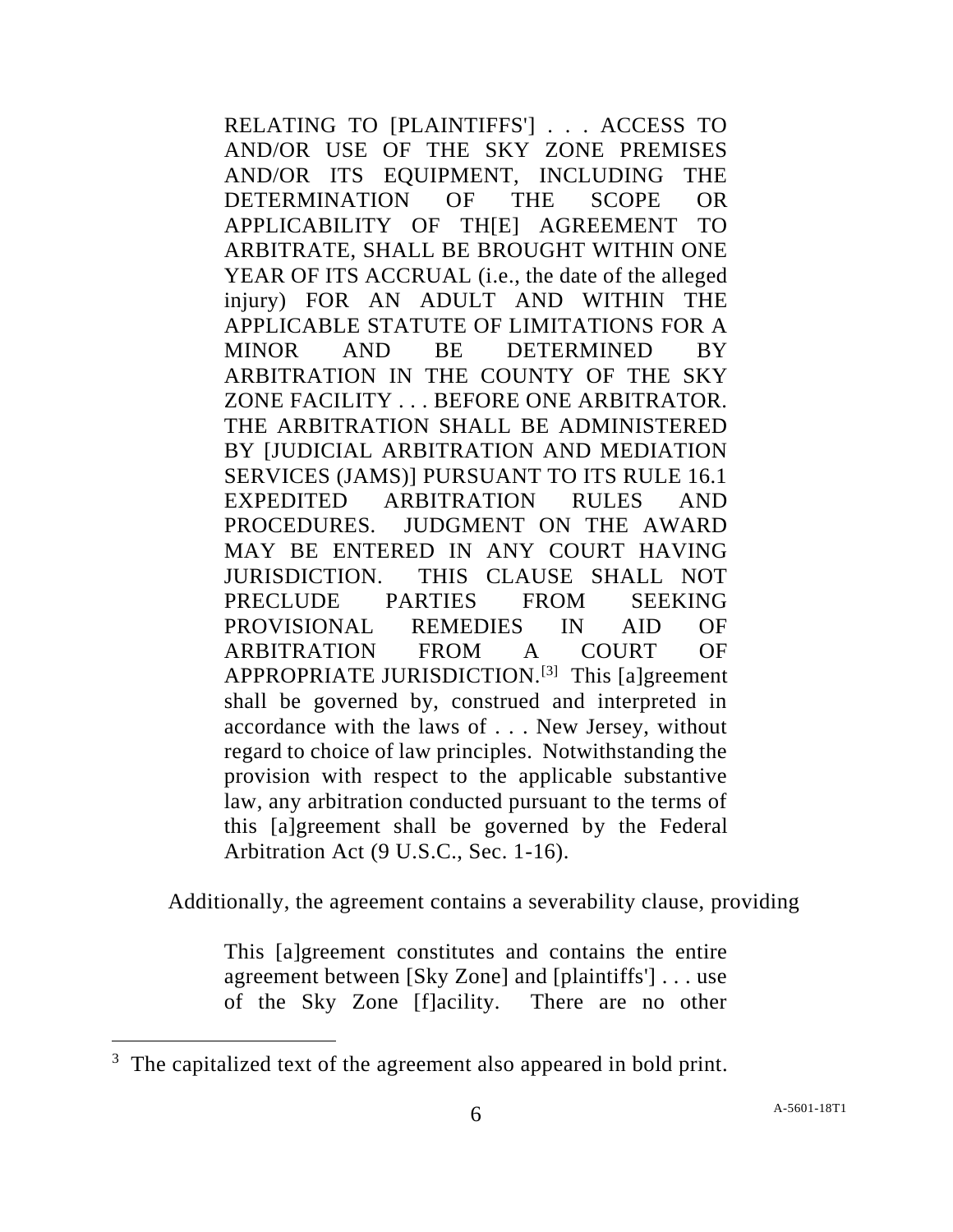> RELATING TO [PLAINTIFFS'] . . . ACCESS TO AND/OR USE OF THE SKY ZONE PREMISES AND/OR ITS EQUIPMENT, INCLUDING THE DETERMINATION OF THE SCOPE OR APPLICABILITY OF TH[E] AGREEMENT TO ARBITRATE, SHALL BE BROUGHT WITHIN ONE YEAR OF ITS ACCRUAL (i.e., the date of the alleged injury) FOR AN ADULT AND WITHIN THE APPLICABLE STATUTE OF LIMITATIONS FOR A MINOR AND BE DETERMINED BY ARBITRATION IN THE COUNTY OF THE SKY ZONE FACILITY . . . BEFORE ONE ARBITRATOR. THE ARBITRATION SHALL BE ADMINISTERED BY [JUDICIAL ARBITRATION AND MEDIATION SERVICES (JAMS)] PURSUANT TO ITS RULE 16.1 EXPEDITED ARBITRATION RULES AND PROCEDURES. JUDGMENT ON THE AWARD MAY BE ENTERED IN ANY COURT HAVING JURISDICTION. THIS CLAUSE SHALL NOT PRECLUDE PARTIES FROM SEEKING PROVISIONAL REMEDIES IN AID OF ARBITRATION FROM A COURT OF APPROPRIATE JURISDICTION.[3] This [a]greement shall be governed by, construed and interpreted in accordance with the laws of . . . New Jersey, without regard to choice of law principles. Notwithstanding the provision with respect to the applicable substantive law, any arbitration conducted pursuant to the terms of this [a]greement shall be governed by the Federal Arbitration Act (9 U.S.C., Sec. 1-16).

Additionally, the agreement contains a severability clause, providing

> This [a]greement constitutes and contains the entire agreement between [Sky Zone] and [plaintiffs'] . . . use of the Sky Zone [f]acility. There are no other

---

[3] The capitalized text of the agreement also appeared in bold print.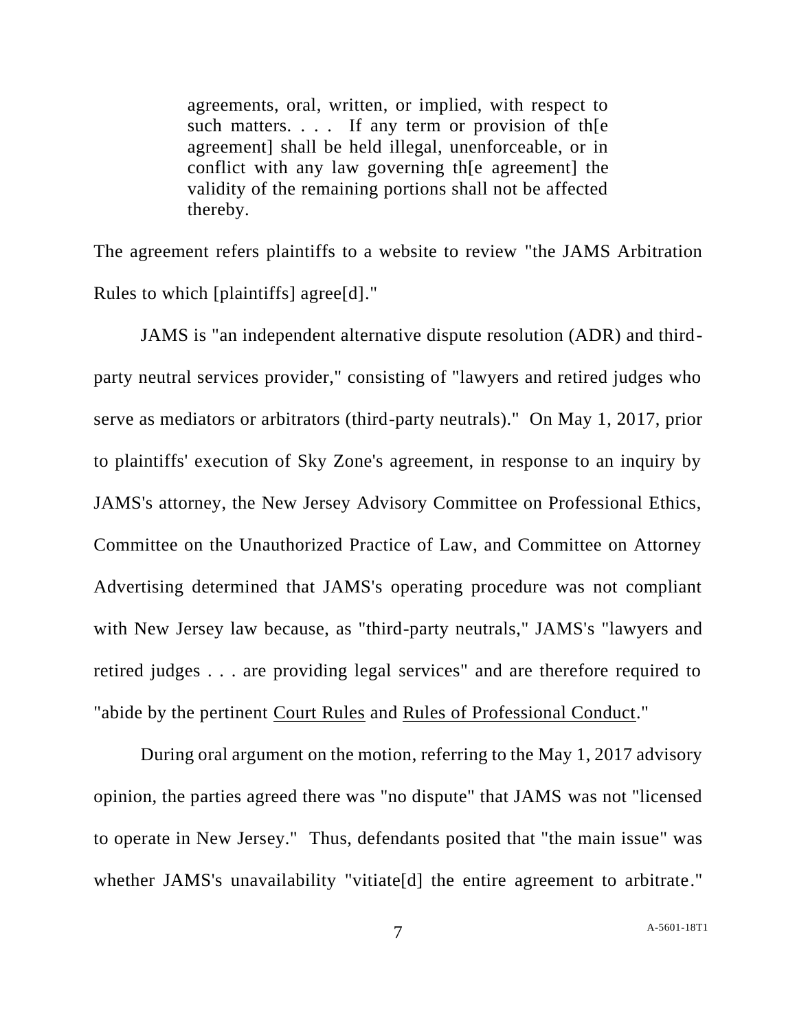> agreements, oral, written, or implied, with respect to such matters. . . . If any term or provision of th[e agreement] shall be held illegal, unenforceable, or in conflict with any law governing th[e agreement] the validity of the remaining portions shall not be affected thereby.

The agreement refers plaintiffs to a website to review "the JAMS Arbitration Rules to which [plaintiffs] agree[d]."

JAMS is "an independent alternative dispute resolution (ADR) and third-party neutral services provider," consisting of "lawyers and retired judges who serve as mediators or arbitrators (third-party neutrals)." On May 1, 2017, prior to plaintiffs' execution of Sky Zone's agreement, in response to an inquiry by JAMS's attorney, the New Jersey Advisory Committee on Professional Ethics, Committee on the Unauthorized Practice of Law, and Committee on Attorney Advertising determined that JAMS's operating procedure was not compliant with New Jersey law because, as "third-party neutrals," JAMS's "lawyers and retired judges . . . are providing legal services" and are therefore required to "abide by the pertinent Court Rules and Rules of Professional Conduct."

During oral argument on the motion, referring to the May 1, 2017 advisory opinion, the parties agreed there was "no dispute" that JAMS was not "licensed to operate in New Jersey." Thus, defendants posited that "the main issue" was whether JAMS's unavailability "vitiate[d] the entire agreement to arbitrate."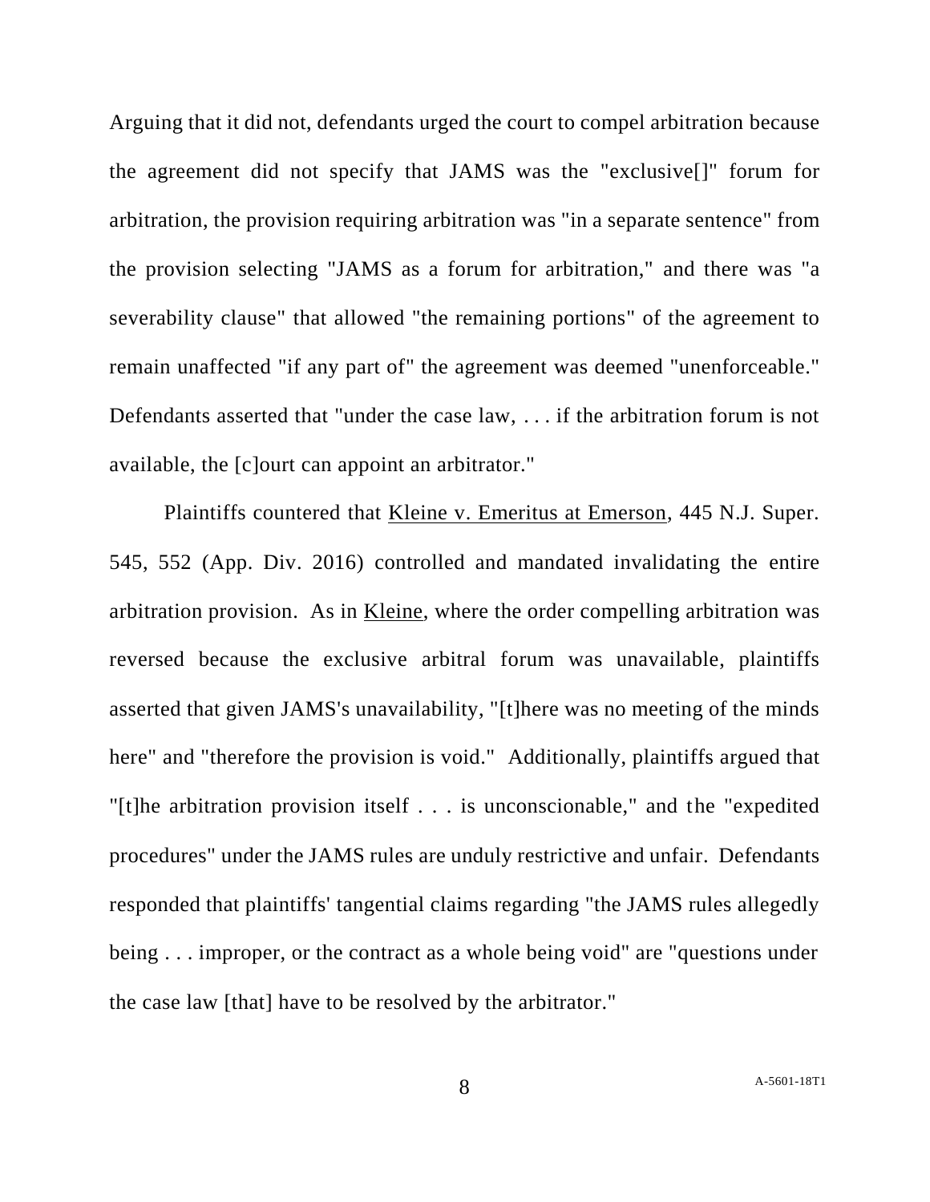Arguing that it did not, defendants urged the court to compel arbitration because the agreement did not specify that JAMS was the "exclusive[]" forum for arbitration, the provision requiring arbitration was "in a separate sentence" from the provision selecting "JAMS as a forum for arbitration," and there was "a severability clause" that allowed "the remaining portions" of the agreement to remain unaffected "if any part of" the agreement was deemed "unenforceable." Defendants asserted that "under the case law, . . . if the arbitration forum is not available, the [c]ourt can appoint an arbitrator."

Plaintiffs countered that Kleine v. Emeritus at Emerson, 445 N.J. Super. 545, 552 (App. Div. 2016) controlled and mandated invalidating the entire arbitration provision. As in Kleine, where the order compelling arbitration was reversed because the exclusive arbitral forum was unavailable, plaintiffs asserted that given JAMS's unavailability, "[t]here was no meeting of the minds here" and "therefore the provision is void." Additionally, plaintiffs argued that "[t]he arbitration provision itself . . . is unconscionable," and the "expedited procedures" under the JAMS rules are unduly restrictive and unfair. Defendants responded that plaintiffs' tangential claims regarding "the JAMS rules allegedly being . . . improper, or the contract as a whole being void" are "questions under the case law [that] have to be resolved by the arbitrator."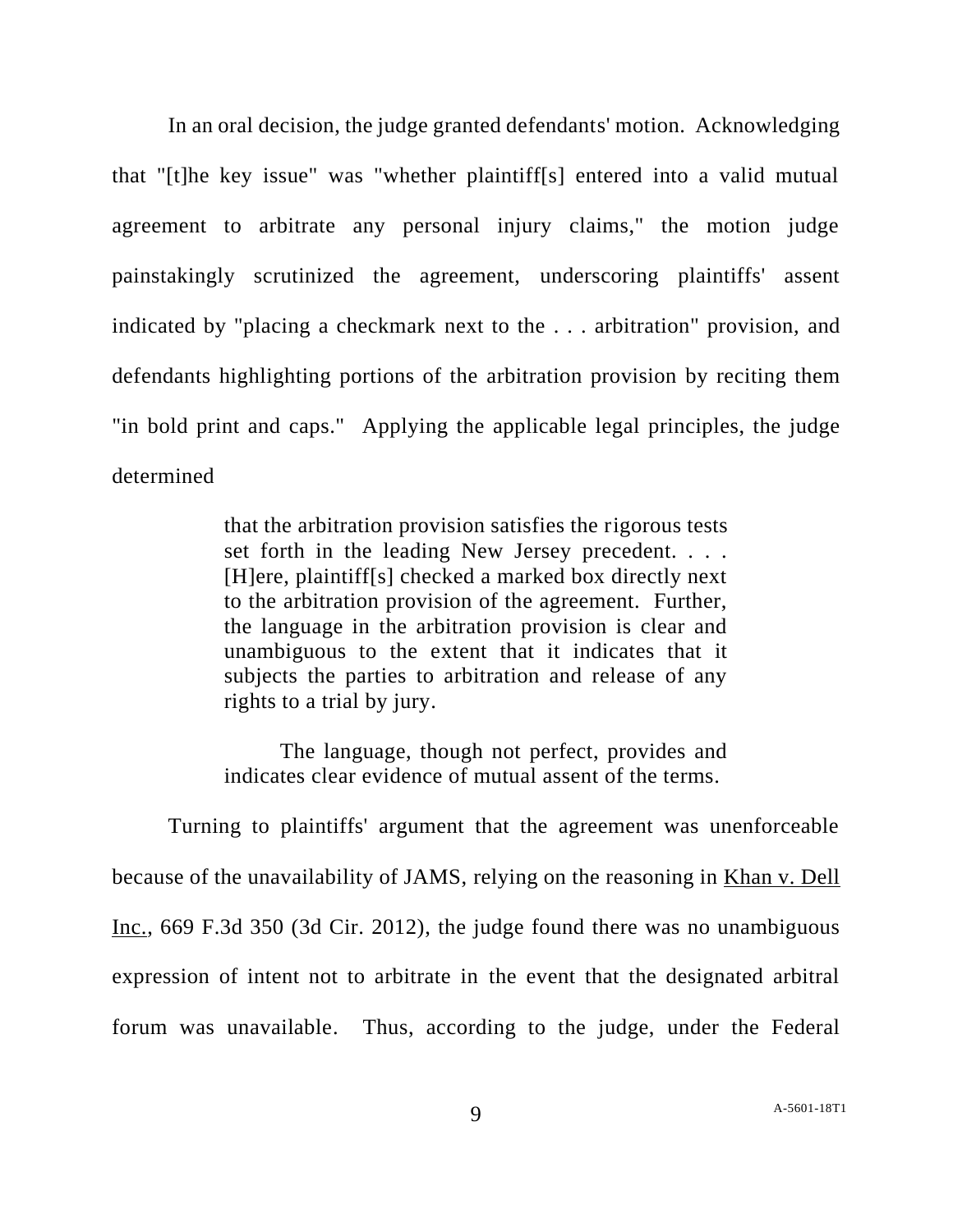In an oral decision, the judge granted defendants' motion. Acknowledging that "[t]he key issue" was "whether plaintiff[s] entered into a valid mutual agreement to arbitrate any personal injury claims," the motion judge painstakingly scrutinized the agreement, underscoring plaintiffs' assent indicated by "placing a checkmark next to the . . . arbitration" provision, and defendants highlighting portions of the arbitration provision by reciting them "in bold print and caps." Applying the applicable legal principles, the judge determined

> that the arbitration provision satisfies the rigorous tests set forth in the leading New Jersey precedent. . . . [H]ere, plaintiff[s] checked a marked box directly next to the arbitration provision of the agreement. Further, the language in the arbitration provision is clear and unambiguous to the extent that it indicates that it subjects the parties to arbitration and release of any rights to a trial by jury.
>
> The language, though not perfect, provides and indicates clear evidence of mutual assent of the terms.

Turning to plaintiffs' argument that the agreement was unenforceable because of the unavailability of JAMS, relying on the reasoning in Khan v. Dell Inc., 669 F.3d 350 (3d Cir. 2012), the judge found there was no unambiguous expression of intent not to arbitrate in the event that the designated arbitral forum was unavailable. Thus, according to the judge, under the Federal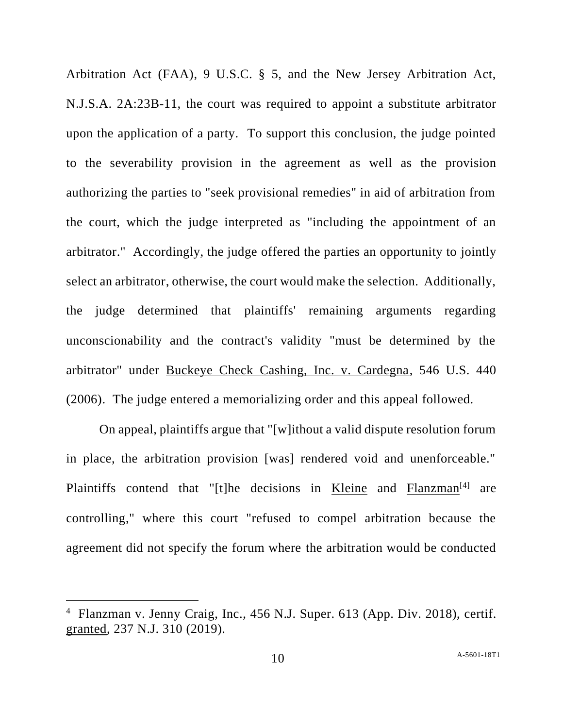Arbitration Act (FAA), 9 U.S.C. § 5, and the New Jersey Arbitration Act, N.J.S.A. 2A:23B-11, the court was required to appoint a substitute arbitrator upon the application of a party. To support this conclusion, the judge pointed to the severability provision in the agreement as well as the provision authorizing the parties to "seek provisional remedies" in aid of arbitration from the court, which the judge interpreted as "including the appointment of an arbitrator." Accordingly, the judge offered the parties an opportunity to jointly select an arbitrator, otherwise, the court would make the selection. Additionally, the judge determined that plaintiffs' remaining arguments regarding unconscionability and the contract's validity "must be determined by the arbitrator" under Buckeye Check Cashing, Inc. v. Cardegna, 546 U.S. 440 (2006). The judge entered a memorializing order and this appeal followed.

On appeal, plaintiffs argue that "[w]ithout a valid dispute resolution forum in place, the arbitration provision [was] rendered void and unenforceable." Plaintiffs contend that "[t]he decisions in Kleine and Flanzman[4] are controlling," where this court "refused to compel arbitration because the agreement did not specify the forum where the arbitration would be conducted

---

[4] Flanzman v. Jenny Craig, Inc., 456 N.J. Super. 613 (App. Div. 2018), certif. granted, 237 N.J. 310 (2019).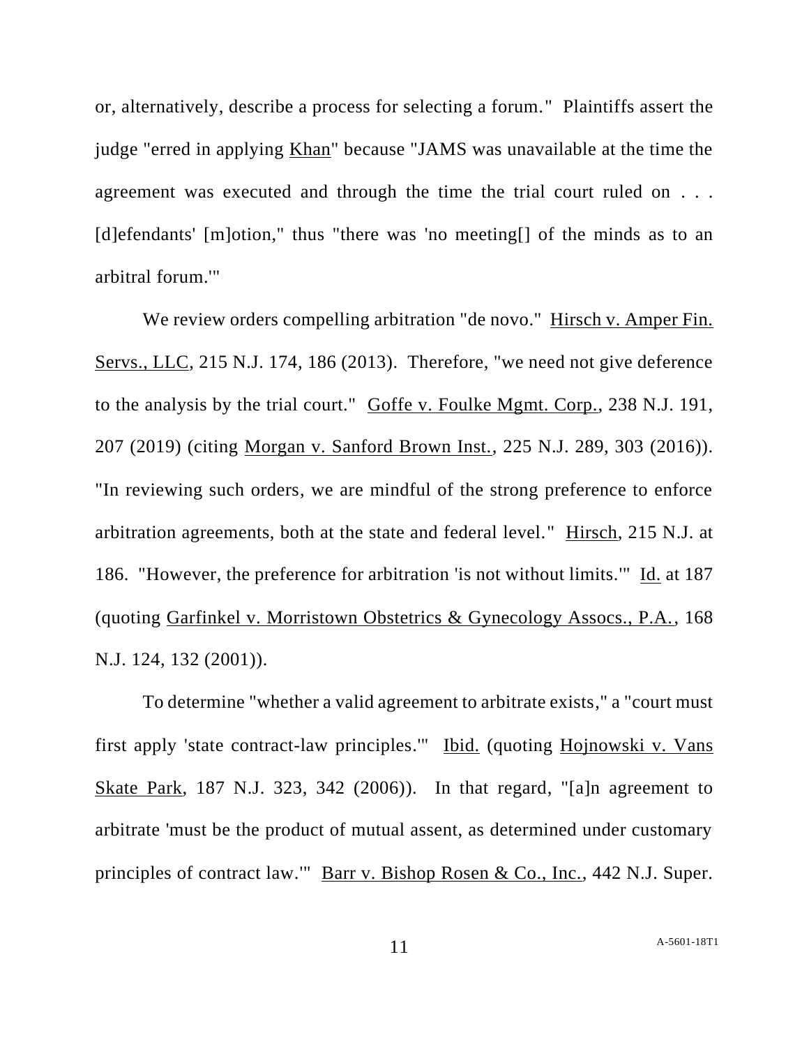or, alternatively, describe a process for selecting a forum." Plaintiffs assert the judge "erred in applying Khan" because "JAMS was unavailable at the time the agreement was executed and through the time the trial court ruled on . . . [d]efendants' [m]otion," thus "there was 'no meeting[] of the minds as to an arbitral forum.'"

We review orders compelling arbitration "de novo." Hirsch v. Amper Fin. Servs., LLC, 215 N.J. 174, 186 (2013). Therefore, "we need not give deference to the analysis by the trial court." Goffe v. Foulke Mgmt. Corp., 238 N.J. 191, 207 (2019) (citing Morgan v. Sanford Brown Inst., 225 N.J. 289, 303 (2016)). "In reviewing such orders, we are mindful of the strong preference to enforce arbitration agreements, both at the state and federal level." Hirsch, 215 N.J. at 186. "However, the preference for arbitration 'is not without limits.'" Id. at 187 (quoting Garfinkel v. Morristown Obstetrics & Gynecology Assocs., P.A., 168 N.J. 124, 132 (2001)).

To determine "whether a valid agreement to arbitrate exists," a "court must first apply 'state contract-law principles.'" Ibid. (quoting Hojnowski v. Vans Skate Park, 187 N.J. 323, 342 (2006)). In that regard, "[a]n agreement to arbitrate 'must be the product of mutual assent, as determined under customary principles of contract law.'" Barr v. Bishop Rosen & Co., Inc., 442 N.J. Super.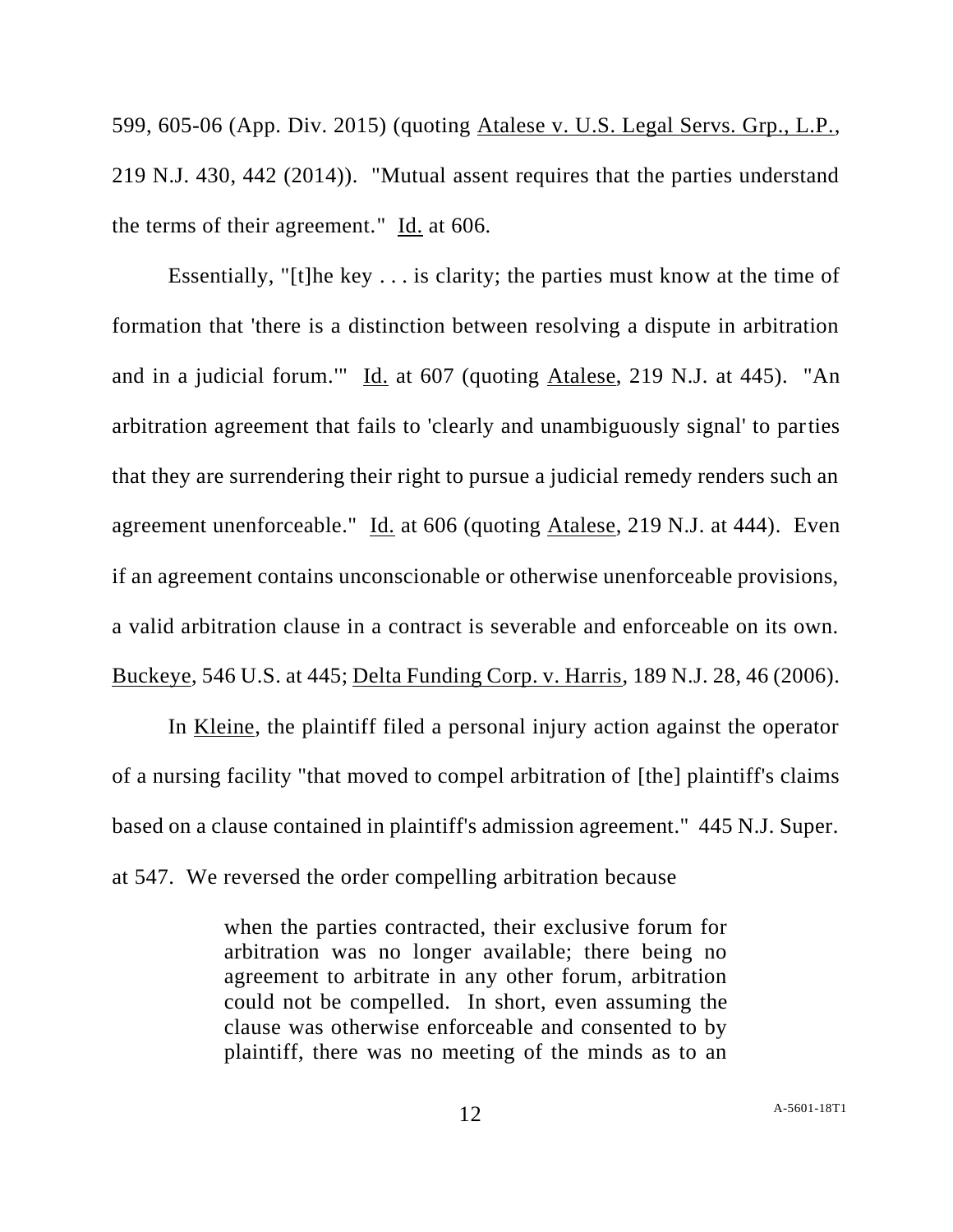599, 605-06 (App. Div. 2015) (quoting Atalese v. U.S. Legal Servs. Grp., L.P., 219 N.J. 430, 442 (2014)). "Mutual assent requires that the parties understand the terms of their agreement." Id. at 606.

Essentially, "[t]he key . . . is clarity; the parties must know at the time of formation that 'there is a distinction between resolving a dispute in arbitration and in a judicial forum.'" Id. at 607 (quoting Atalese, 219 N.J. at 445). "An arbitration agreement that fails to 'clearly and unambiguously signal' to parties that they are surrendering their right to pursue a judicial remedy renders such an agreement unenforceable." Id. at 606 (quoting Atalese, 219 N.J. at 444). Even if an agreement contains unconscionable or otherwise unenforceable provisions, a valid arbitration clause in a contract is severable and enforceable on its own. Buckeye, 546 U.S. at 445; Delta Funding Corp. v. Harris, 189 N.J. 28, 46 (2006).

In Kleine, the plaintiff filed a personal injury action against the operator of a nursing facility "that moved to compel arbitration of [the] plaintiff's claims based on a clause contained in plaintiff's admission agreement." 445 N.J. Super. at 547. We reversed the order compelling arbitration because

> when the parties contracted, their exclusive forum for arbitration was no longer available; there being no agreement to arbitrate in any other forum, arbitration could not be compelled. In short, even assuming the clause was otherwise enforceable and consented to by plaintiff, there was no meeting of the minds as to an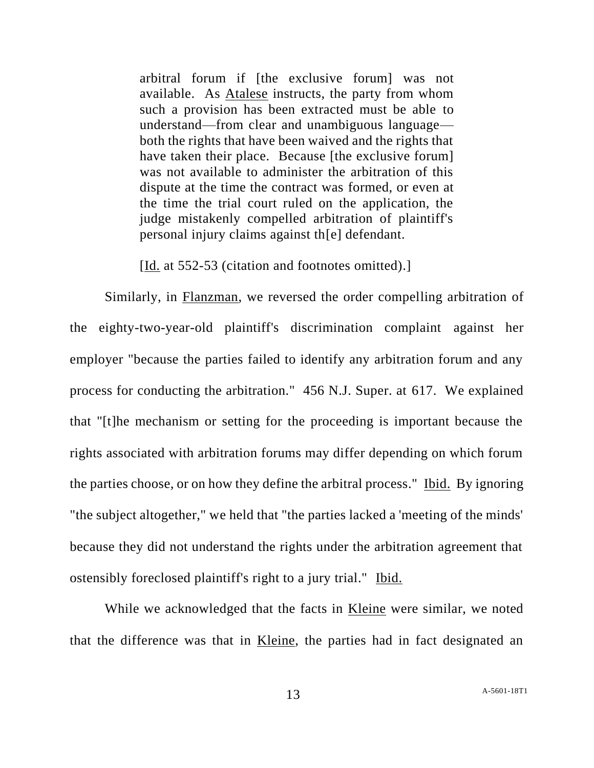> arbitral forum if [the exclusive forum] was not available. As Atalese instructs, the party from whom such a provision has been extracted must be able to understand—from clear and unambiguous language—both the rights that have been waived and the rights that have taken their place. Because [the exclusive forum] was not available to administer the arbitration of this dispute at the time the contract was formed, or even at the time the trial court ruled on the application, the judge mistakenly compelled arbitration of plaintiff's personal injury claims against th[e] defendant.
>
> [Id. at 552-53 (citation and footnotes omitted).]

Similarly, in Flanzman, we reversed the order compelling arbitration of the eighty-two-year-old plaintiff's discrimination complaint against her employer "because the parties failed to identify any arbitration forum and any process for conducting the arbitration." 456 N.J. Super. at 617. We explained that "[t]he mechanism or setting for the proceeding is important because the rights associated with arbitration forums may differ depending on which forum the parties choose, or on how they define the arbitral process." Ibid. By ignoring "the subject altogether," we held that "the parties lacked a 'meeting of the minds' because they did not understand the rights under the arbitration agreement that ostensibly foreclosed plaintiff's right to a jury trial." Ibid.

While we acknowledged that the facts in Kleine were similar, we noted that the difference was that in Kleine, the parties had in fact designated an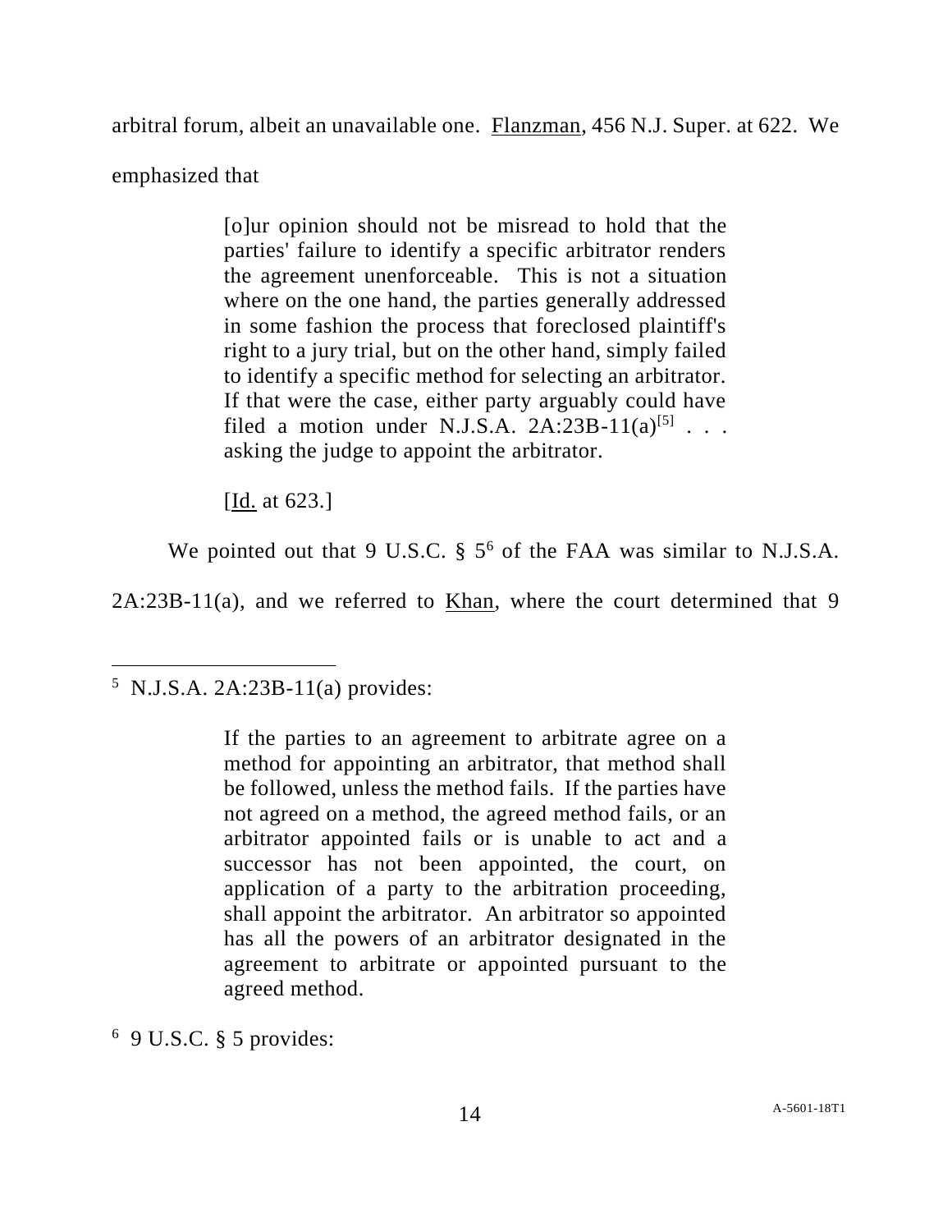arbitral forum, albeit an unavailable one. Flanzman, 456 N.J. Super. at 622. We emphasized that

> [o]ur opinion should not be misread to hold that the parties' failure to identify a specific arbitrator renders the agreement unenforceable. This is not a situation where on the one hand, the parties generally addressed in some fashion the process that foreclosed plaintiff's right to a jury trial, but on the other hand, simply failed to identify a specific method for selecting an arbitrator. If that were the case, either party arguably could have filed a motion under N.J.S.A. 2A:23B-11(a)[5] . . . asking the judge to appoint the arbitrator.
>
> [Id. at 623.]

We pointed out that 9 U.S.C. § 5[6] of the FAA was similar to N.J.S.A. 2A:23B-11(a), and we referred to Khan, where the court determined that 9

---

[5] N.J.S.A. 2A:23B-11(a) provides:

> If the parties to an agreement to arbitrate agree on a method for appointing an arbitrator, that method shall be followed, unless the method fails. If the parties have not agreed on a method, the agreed method fails, or an arbitrator appointed fails or is unable to act and a successor has not been appointed, the court, on application of a party to the arbitration proceeding, shall appoint the arbitrator. An arbitrator so appointed has all the powers of an arbitrator designated in the agreement to arbitrate or appointed pursuant to the agreed method.

[6] 9 U.S.C. § 5 provides: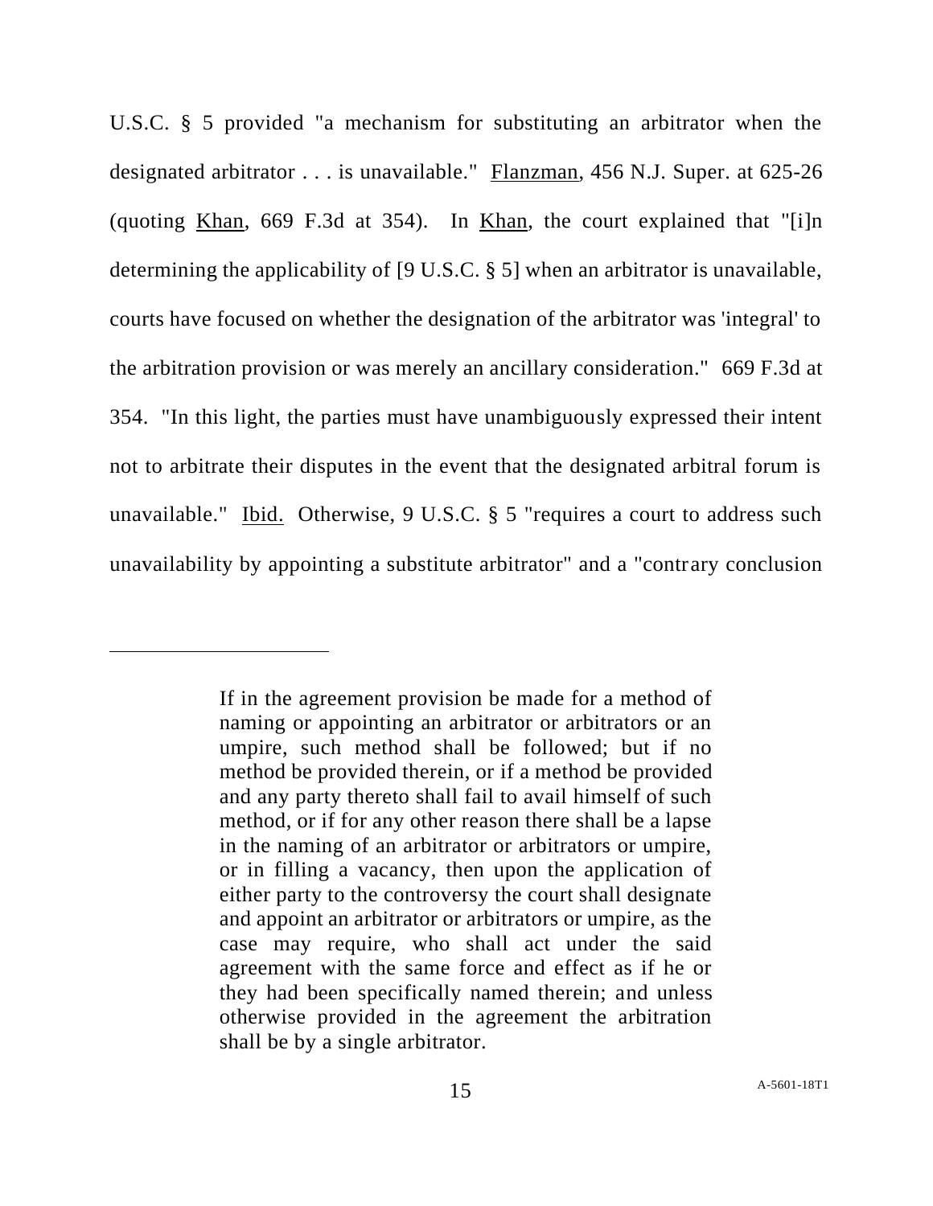U.S.C. § 5 provided "a mechanism for substituting an arbitrator when the designated arbitrator . . . is unavailable." Flanzman, 456 N.J. Super. at 625-26 (quoting Khan, 669 F.3d at 354). In Khan, the court explained that "[i]n determining the applicability of [9 U.S.C. § 5] when an arbitrator is unavailable, courts have focused on whether the designation of the arbitrator was 'integral' to the arbitration provision or was merely an ancillary consideration." 669 F.3d at 354. "In this light, the parties must have unambiguously expressed their intent not to arbitrate their disputes in the event that the designated arbitral forum is unavailable." Ibid. Otherwise, 9 U.S.C. § 5 "requires a court to address such unavailability by appointing a substitute arbitrator" and a "contrary conclusion

---

> If in the agreement provision be made for a method of naming or appointing an arbitrator or arbitrators or an umpire, such method shall be followed; but if no method be provided therein, or if a method be provided and any party thereto shall fail to avail himself of such method, or if for any other reason there shall be a lapse in the naming of an arbitrator or arbitrators or umpire, or in filling a vacancy, then upon the application of either party to the controversy the court shall designate and appoint an arbitrator or arbitrators or umpire, as the case may require, who shall act under the said agreement with the same force and effect as if he or they had been specifically named therein; and unless otherwise provided in the agreement the arbitration shall be by a single arbitrator.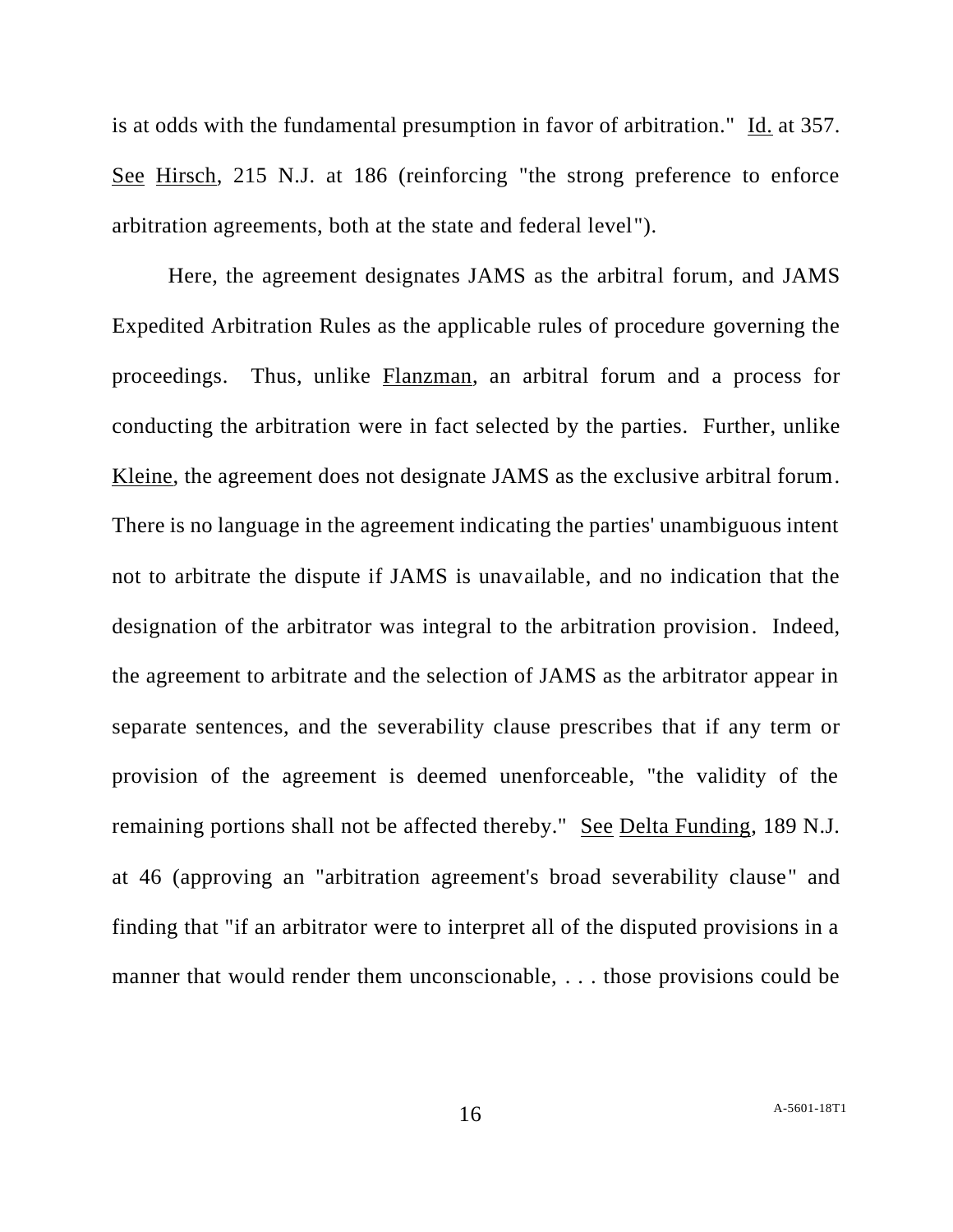is at odds with the fundamental presumption in favor of arbitration." Id. at 357. See Hirsch, 215 N.J. at 186 (reinforcing "the strong preference to enforce arbitration agreements, both at the state and federal level").

Here, the agreement designates JAMS as the arbitral forum, and JAMS Expedited Arbitration Rules as the applicable rules of procedure governing the proceedings. Thus, unlike Flanzman, an arbitral forum and a process for conducting the arbitration were in fact selected by the parties. Further, unlike Kleine, the agreement does not designate JAMS as the exclusive arbitral forum. There is no language in the agreement indicating the parties' unambiguous intent not to arbitrate the dispute if JAMS is unavailable, and no indication that the designation of the arbitrator was integral to the arbitration provision. Indeed, the agreement to arbitrate and the selection of JAMS as the arbitrator appear in separate sentences, and the severability clause prescribes that if any term or provision of the agreement is deemed unenforceable, "the validity of the remaining portions shall not be affected thereby." See Delta Funding, 189 N.J. at 46 (approving an "arbitration agreement's broad severability clause" and finding that "if an arbitrator were to interpret all of the disputed provisions in a manner that would render them unconscionable, . . . those provisions could be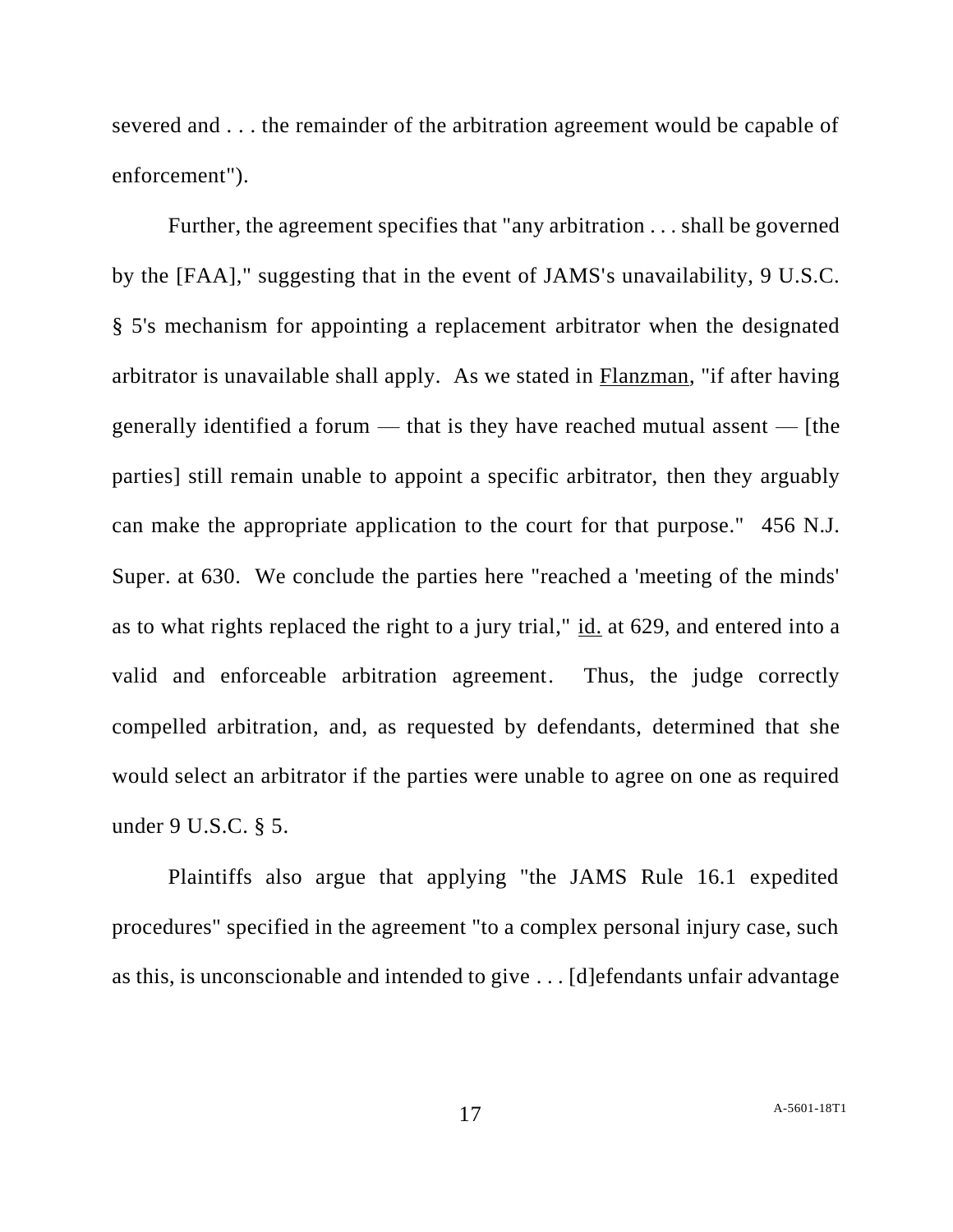severed and . . . the remainder of the arbitration agreement would be capable of enforcement").

Further, the agreement specifies that "any arbitration . . . shall be governed by the [FAA]," suggesting that in the event of JAMS's unavailability, 9 U.S.C. § 5's mechanism for appointing a replacement arbitrator when the designated arbitrator is unavailable shall apply. As we stated in Flanzman, "if after having generally identified a forum — that is they have reached mutual assent — [the parties] still remain unable to appoint a specific arbitrator, then they arguably can make the appropriate application to the court for that purpose." 456 N.J. Super. at 630. We conclude the parties here "reached a 'meeting of the minds' as to what rights replaced the right to a jury trial," id. at 629, and entered into a valid and enforceable arbitration agreement. Thus, the judge correctly compelled arbitration, and, as requested by defendants, determined that she would select an arbitrator if the parties were unable to agree on one as required under 9 U.S.C. § 5.

Plaintiffs also argue that applying "the JAMS Rule 16.1 expedited procedures" specified in the agreement "to a complex personal injury case, such as this, is unconscionable and intended to give . . . [d]efendants unfair advantage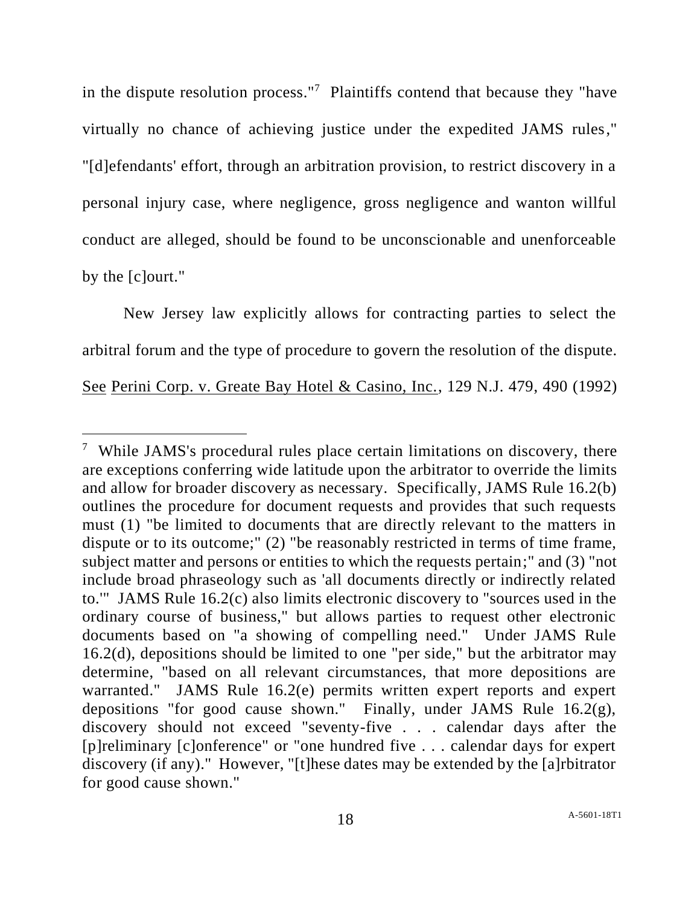in the dispute resolution process."[7] Plaintiffs contend that because they "have virtually no chance of achieving justice under the expedited JAMS rules," "[d]efendants' effort, through an arbitration provision, to restrict discovery in a personal injury case, where negligence, gross negligence and wanton willful conduct are alleged, should be found to be unconscionable and unenforceable by the [c]ourt."

New Jersey law explicitly allows for contracting parties to select the arbitral forum and the type of procedure to govern the resolution of the dispute. See Perini Corp. v. Greate Bay Hotel & Casino, Inc., 129 N.J. 479, 490 (1992)

---

[7] While JAMS's procedural rules place certain limitations on discovery, there are exceptions conferring wide latitude upon the arbitrator to override the limits and allow for broader discovery as necessary. Specifically, JAMS Rule 16.2(b) outlines the procedure for document requests and provides that such requests must (1) "be limited to documents that are directly relevant to the matters in dispute or to its outcome;" (2) "be reasonably restricted in terms of time frame, subject matter and persons or entities to which the requests pertain;" and (3) "not include broad phraseology such as 'all documents directly or indirectly related to.'" JAMS Rule 16.2(c) also limits electronic discovery to "sources used in the ordinary course of business," but allows parties to request other electronic documents based on "a showing of compelling need." Under JAMS Rule 16.2(d), depositions should be limited to one "per side," but the arbitrator may determine, "based on all relevant circumstances, that more depositions are warranted." JAMS Rule 16.2(e) permits written expert reports and expert depositions "for good cause shown." Finally, under JAMS Rule 16.2(g), discovery should not exceed "seventy-five . . . calendar days after the [p]reliminary [c]onference" or "one hundred five . . . calendar days for expert discovery (if any)." However, "[t]hese dates may be extended by the [a]rbitrator for good cause shown."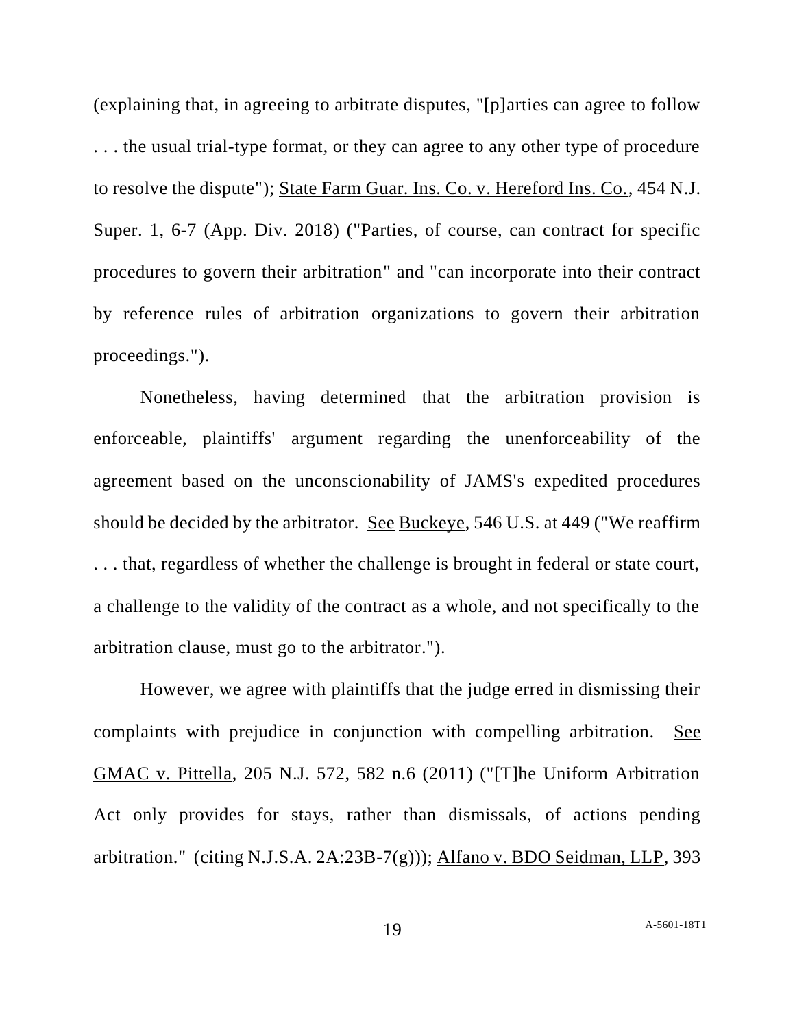(explaining that, in agreeing to arbitrate disputes, "[p]arties can agree to follow . . . the usual trial-type format, or they can agree to any other type of procedure to resolve the dispute"); State Farm Guar. Ins. Co. v. Hereford Ins. Co., 454 N.J. Super. 1, 6-7 (App. Div. 2018) ("Parties, of course, can contract for specific procedures to govern their arbitration" and "can incorporate into their contract by reference rules of arbitration organizations to govern their arbitration proceedings.").

Nonetheless, having determined that the arbitration provision is enforceable, plaintiffs' argument regarding the unenforceability of the agreement based on the unconscionability of JAMS's expedited procedures should be decided by the arbitrator. See Buckeye, 546 U.S. at 449 ("We reaffirm . . . that, regardless of whether the challenge is brought in federal or state court, a challenge to the validity of the contract as a whole, and not specifically to the arbitration clause, must go to the arbitrator.").

However, we agree with plaintiffs that the judge erred in dismissing their complaints with prejudice in conjunction with compelling arbitration. See GMAC v. Pittella, 205 N.J. 572, 582 n.6 (2011) ("[T]he Uniform Arbitration Act only provides for stays, rather than dismissals, of actions pending arbitration." (citing N.J.S.A. 2A:23B-7(g))); Alfano v. BDO Seidman, LLP, 393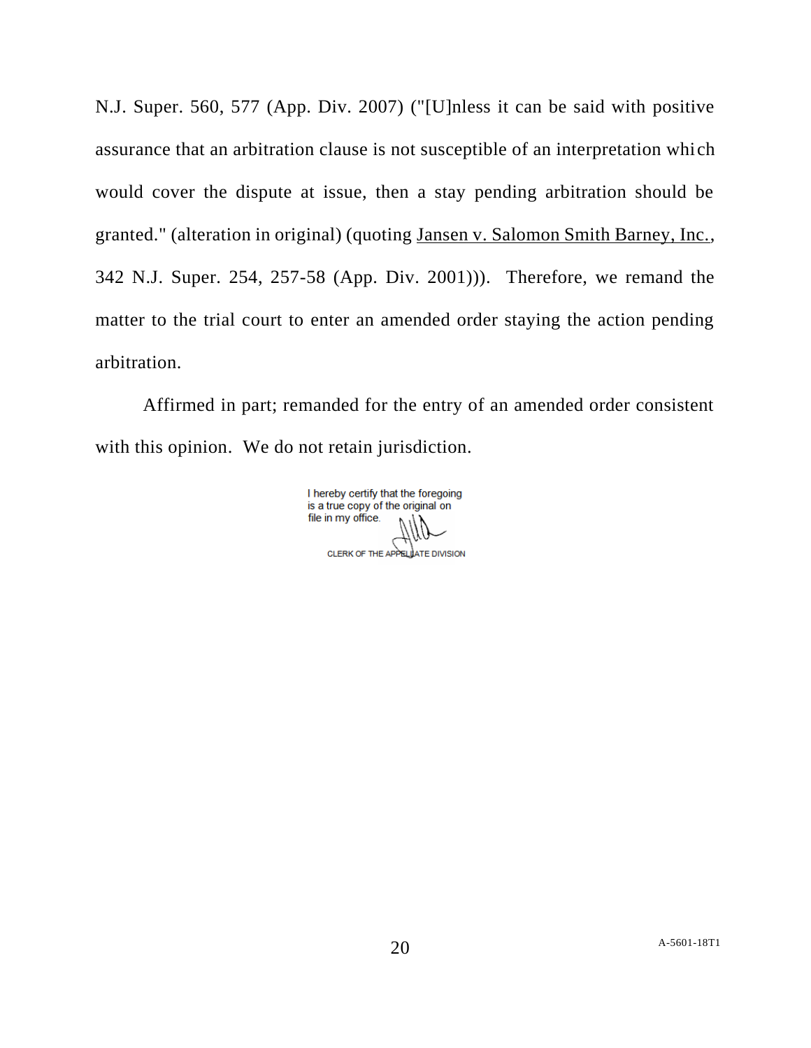N.J. Super. 560, 577 (App. Div. 2007) ("[U]nless it can be said with positive assurance that an arbitration clause is not susceptible of an interpretation which would cover the dispute at issue, then a stay pending arbitration should be granted." (alteration in original) (quoting Jansen v. Salomon Smith Barney, Inc., 342 N.J. Super. 254, 257-58 (App. Div. 2001))). Therefore, we remand the matter to the trial court to enter an amended order staying the action pending arbitration.

Affirmed in part; remanded for the entry of an amended order consistent with this opinion. We do not retain jurisdiction.

I hereby certify that the foregoing is a true copy of the original on file in my office.

CLERK OF THE APPELLATE DIVISION